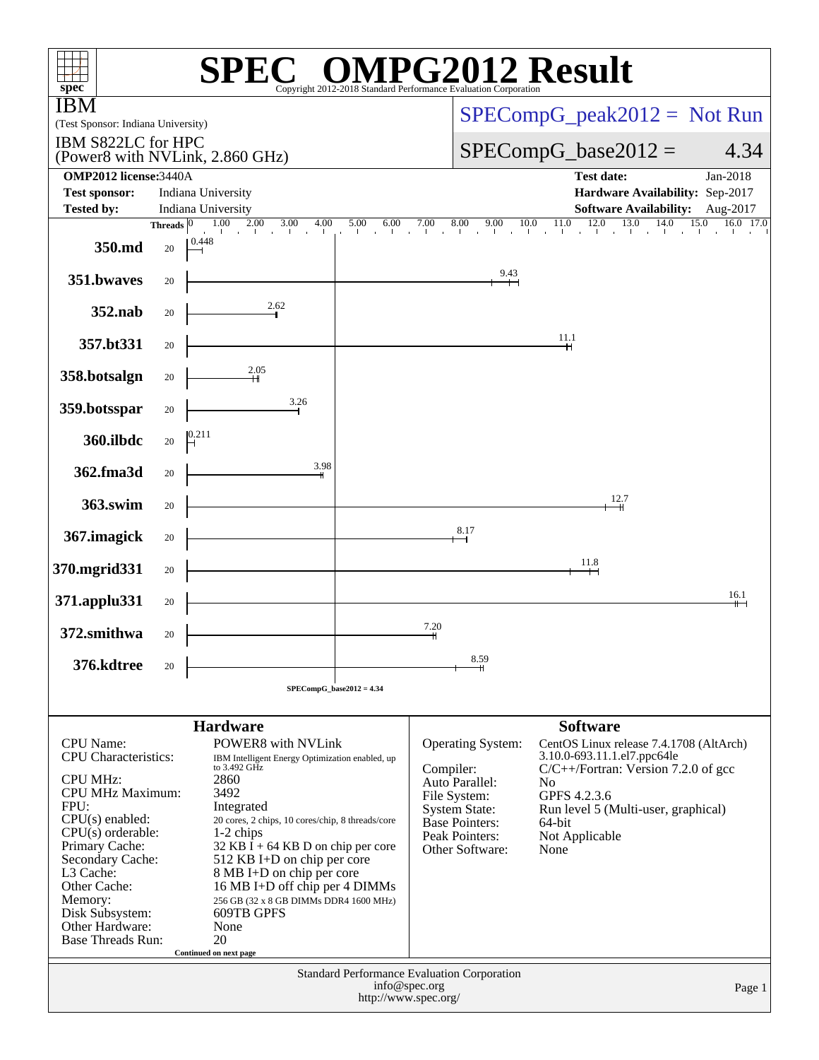# SPEC OMPG2012 Result

Copyright 2012-2018 Standard Performance Evaluation Corporation

**IBM**
(Test Sponsor: Indiana University)

IBM S822LC for HPC
(Power8 with NVLink, 2.860 GHz)

SPECompG_peak2012 = Not Run

SPECompG_base2012 = 4.34

| | | | |
|---|---|---|---|
| **OMP2012 license:** 3440A | | **Test date:** | Jan-2018 |
| **Test sponsor:** | Indiana University | **Hardware Availability:** | Sep-2017 |
| **Tested by:** | Indiana University | **Software Availability:** | Aug-2017 |

| Benchmark | Threads | Base Ratio |
|---|---|---|
| 350.md | 20 | 0.448 |
| 351.bwaves | 20 | 9.43 |
| 352.nab | 20 | 2.62 |
| 357.bt331 | 20 | 11.1 |
| 358.botsalgn | 20 | 2.05 |
| 359.botsspar | 20 | 3.26 |
| 360.ilbdc | 20 | 0.211 |
| 362.fma3d | 20 | 3.98 |
| 363.swim | 20 | 12.7 |
| 367.imagick | 20 | 8.17 |
| 370.mgrid331 | 20 | 11.8 |
| 371.applu331 | 20 | 16.1 |
| 372.smithwa | 20 | 7.20 |
| 376.kdtree | 20 | 8.59 |

SPECompG_base2012 = 4.34

## Hardware

| | |
|---|---|
| CPU Name: | POWER8 with NVLink |
| CPU Characteristics: | IBM Intelligent Energy Optimization enabled, up to 3.492 GHz |
| CPU MHz: | 2860 |
| CPU MHz Maximum: | 3492 |
| FPU: | Integrated |
| CPU(s) enabled: | 20 cores, 2 chips, 10 cores/chip, 8 threads/core |
| CPU(s) orderable: | 1-2 chips |
| Primary Cache: | 32 KB I + 64 KB D on chip per core |
| Secondary Cache: | 512 KB I+D on chip per core |
| L3 Cache: | 8 MB I+D on chip per core |
| Other Cache: | 16 MB I+D off chip per 4 DIMMs |
| Memory: | 256 GB (32 x 8 GB DIMMs DDR4 1600 MHz) |
| Disk Subsystem: | 609TB GPFS |
| Other Hardware: | None |
| Base Threads Run: | 20 |

Continued on next page

## Software

| | |
|---|---|
| Operating System: | CentOS Linux release 7.4.1708 (AltArch) 3.10.0-693.11.1.el7.ppc64le |
| Compiler: | C/C++/Fortran: Version 7.2.0 of gcc |
| Auto Parallel: | No |
| File System: | GPFS 4.2.3.6 |
| System State: | Run level 5 (Multi-user, graphical) |
| Base Pointers: | 64-bit |
| Peak Pointers: | Not Applicable |
| Other Software: | None |

Standard Performance Evaluation Corporation
info@spec.org
http://www.spec.org/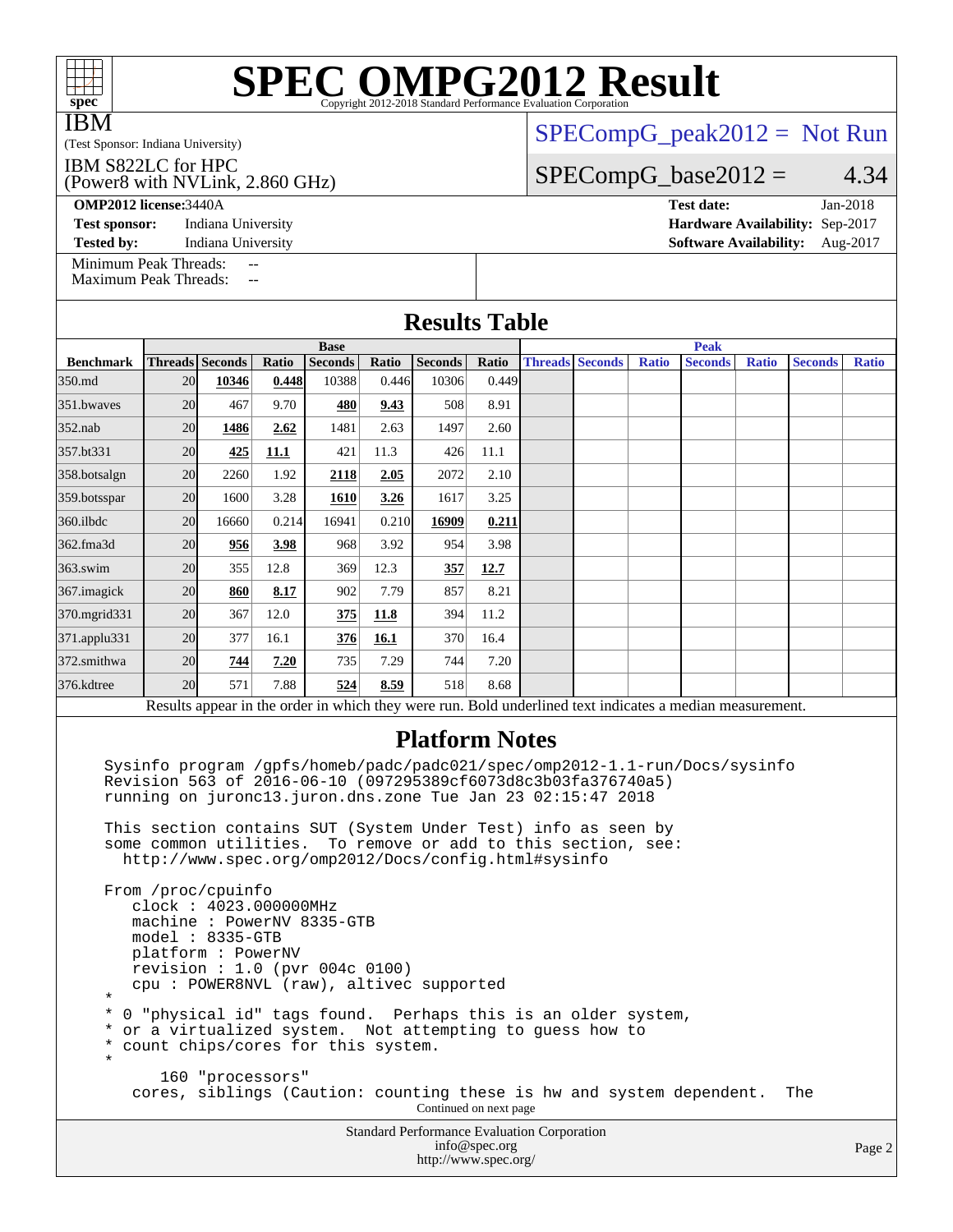# SPEC OMPG2012 Result

Copyright 2012-2018 Standard Performance Evaluation Corporation

IBM

(Test Sponsor: Indiana University)

IBM S822LC for HPC
(Power8 with NVLink, 2.860 GHz)

SPECompG_peak2012 = Not Run

SPECompG_base2012 = 4.34

**OMP2012 license:** 3440A

**Test sponsor:** Indiana University

**Tested by:** Indiana University

**Test date:** Jan-2018

**Hardware Availability:** Sep-2017

**Software Availability:** Aug-2017

Minimum Peak Threads: --
Maximum Peak Threads: --

## Results Table

| | Base | | | | | | | Peak | | | | | | |
|---|---|---|---|---|---|---|---|---|---|---|---|---|---|---|
| **Benchmark** | **Threads** | **Seconds** | **Ratio** | **Seconds** | **Ratio** | **Seconds** | **Ratio** | **Threads** | **Seconds** | **Ratio** | **Seconds** | **Ratio** | **Seconds** | **Ratio** |
| 350.md | 20 | **10346** | **0.448** | 10388 | 0.446 | 10306 | 0.449 | | | | | | | |
| 351.bwaves | 20 | 467 | 9.70 | **480** | **9.43** | 508 | 8.91 | | | | | | | |
| 352.nab | 20 | **1486** | **2.62** | 1481 | 2.63 | 1497 | 2.60 | | | | | | | |
| 357.bt331 | 20 | **425** | **11.1** | 421 | 11.3 | 426 | 11.1 | | | | | | | |
| 358.botsalgn | 20 | 2260 | 1.92 | **2118** | **2.05** | 2072 | 2.10 | | | | | | | |
| 359.botsspar | 20 | 1600 | 3.28 | **1610** | **3.26** | 1617 | 3.25 | | | | | | | |
| 360.ilbdc | 20 | 16660 | 0.214 | 16941 | 0.210 | **16909** | **0.211** | | | | | | | |
| 362.fma3d | 20 | **956** | **3.98** | 968 | 3.92 | 954 | 3.98 | | | | | | | |
| 363.swim | 20 | 355 | 12.8 | 369 | 12.3 | **357** | **12.7** | | | | | | | |
| 367.imagick | 20 | **860** | **8.17** | 902 | 7.79 | 857 | 8.21 | | | | | | | |
| 370.mgrid331 | 20 | 367 | 12.0 | **375** | **11.8** | 394 | 11.2 | | | | | | | |
| 371.applu331 | 20 | 377 | 16.1 | **376** | **16.1** | 370 | 16.4 | | | | | | | |
| 372.smithwa | 20 | **744** | **7.20** | 735 | 7.29 | 744 | 7.20 | | | | | | | |
| 376.kdtree | 20 | 571 | 7.88 | **524** | **8.59** | 518 | 8.68 | | | | | | | |

Results appear in the order in which they were run. Bold underlined text indicates a median measurement.

## Platform Notes

```
Sysinfo program /gpfs/homeb/padc/padc021/spec/omp2012-1.1-run/Docs/sysinfo
Revision 563 of 2016-06-10 (097295389cf6073d8c3b03fa376740a5)
running on juronc13.juron.dns.zone Tue Jan 23 02:15:47 2018

This section contains SUT (System Under Test) info as seen by
some common utilities.  To remove or add to this section, see:
  http://www.spec.org/omp2012/Docs/config.html#sysinfo

From /proc/cpuinfo
    clock : 4023.000000MHz
    machine : PowerNV 8335-GTB
    model : 8335-GTB
    platform : PowerNV
    revision : 1.0 (pvr 004c 0100)
    cpu : POWER8NVL (raw), altivec supported
 *
 * 0 "physical id" tags found.  Perhaps this is an older system,
 * or a virtualized system.  Not attempting to guess how to
 * count chips/cores for this system.
 *
       160 "processors"
    cores, siblings (Caution: counting these is hw and system dependent.  The
```

Continued on next page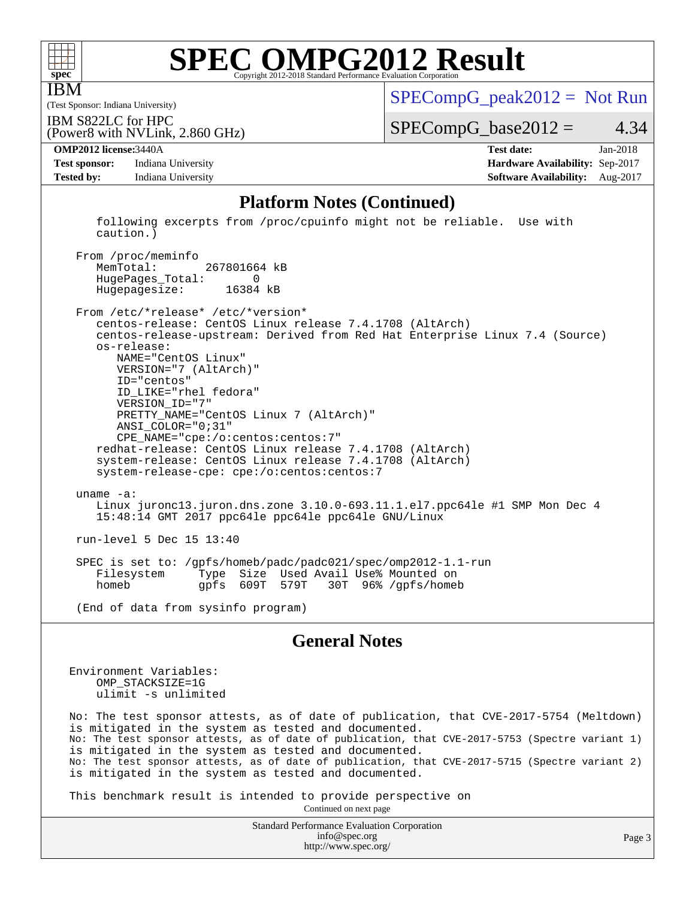## Platform Notes (Continued)

```
   following excerpts from /proc/cpuinfo might not be reliable.  Use with
   caution.)

 From /proc/meminfo
    MemTotal:       267801664 kB
    HugePages_Total:       0
    Hugepagesize:      16384 kB

 From /etc/*release* /etc/*version*
    centos-release: CentOS Linux release 7.4.1708 (AltArch)
    centos-release-upstream: Derived from Red Hat Enterprise Linux 7.4 (Source)
    os-release:
       NAME="CentOS Linux"
       VERSION="7 (AltArch)"
       ID="centos"
       ID_LIKE="rhel fedora"
       VERSION_ID="7"
       PRETTY_NAME="CentOS Linux 7 (AltArch)"
       ANSI_COLOR="0;31"
       CPE_NAME="cpe:/o:centos:centos:7"
    redhat-release: CentOS Linux release 7.4.1708 (AltArch)
    system-release: CentOS Linux release 7.4.1708 (AltArch)
    system-release-cpe: cpe:/o:centos:centos:7

 uname -a:
    Linux juronc13.juron.dns.zone 3.10.0-693.11.1.el7.ppc64le #1 SMP Mon Dec 4
    15:48:14 GMT 2017 ppc64le ppc64le ppc64le GNU/Linux

 run-level 5 Dec 15 13:40

 SPEC is set to: /gpfs/homeb/padc/padc021/spec/omp2012-1.1-run
    Filesystem     Type  Size  Used Avail Use% Mounted on
    homeb          gpfs  609T  579T   30T  96% /gpfs/homeb

 (End of data from sysinfo program)
```

## General Notes

```
Environment Variables:
    OMP_STACKSIZE=1G
    ulimit -s unlimited

No: The test sponsor attests, as of date of publication, that CVE-2017-5754 (Meltdown)
is mitigated in the system as tested and documented.
No: The test sponsor attests, as of date of publication, that CVE-2017-5753 (Spectre variant 1)
is mitigated in the system as tested and documented.
No: The test sponsor attests, as of date of publication, that CVE-2017-5715 (Spectre variant 2)
is mitigated in the system as tested and documented.

This benchmark result is intended to provide perspective on
```

Continued on next page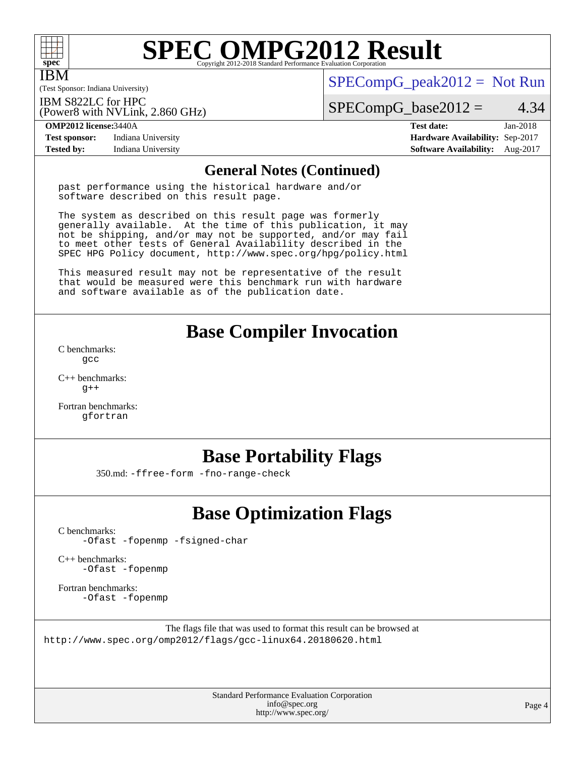## General Notes (Continued)

```
past performance using the historical hardware and/or
software described on this result page.

The system as described on this result page was formerly
generally available.  At the time of this publication, it may
not be shipping, and/or may not be supported, and/or may fail
to meet other tests of General Availability described in the
SPEC HPG Policy document, http://www.spec.org/hpg/policy.html

This measured result may not be representative of the result
that would be measured were this benchmark run with hardware
and software available as of the publication date.
```

## Base Compiler Invocation

C benchmarks:
gcc

C++ benchmarks:
g++

Fortran benchmarks:
gfortran

## Base Portability Flags

350.md: -ffree-form -fno-range-check

## Base Optimization Flags

C benchmarks:
-Ofast -fopenmp -fsigned-char

C++ benchmarks:
-Ofast -fopenmp

Fortran benchmarks:
-Ofast -fopenmp

The flags file that was used to format this result can be browsed at
http://www.spec.org/omp2012/flags/gcc-linux64.20180620.html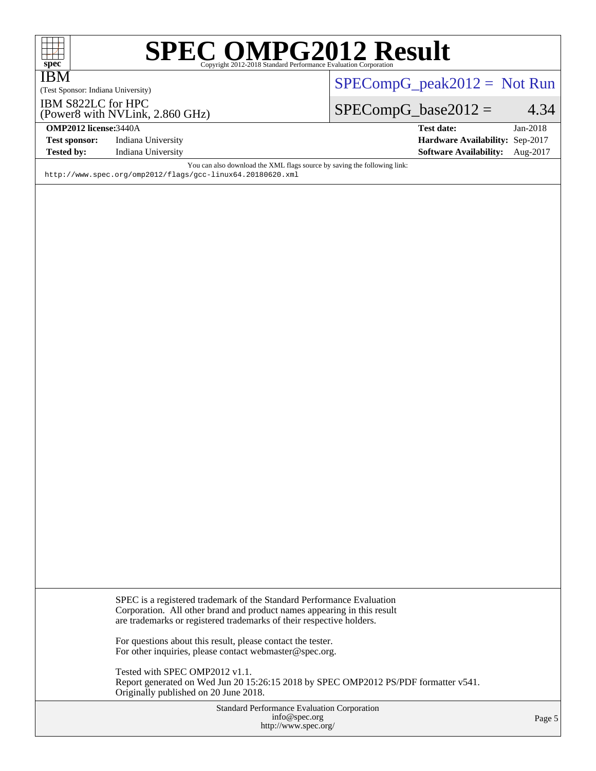# SPEC OMPG2012 Result

Copyright 2012-2018 Standard Performance Evaluation Corporation

**IBM**

(Test Sponsor: Indiana University)

IBM S822LC for HPC
(Power8 with NVLink, 2.860 GHz)

SPECompG_peak2012 = Not Run

SPECompG_base2012 = 4.34

| | | | |
|---|---|---|---|
| **OMP2012 license:** | 3440A | **Test date:** | Jan-2018 |
| **Test sponsor:** | Indiana University | **Hardware Availability:** | Sep-2017 |
| **Tested by:** | Indiana University | **Software Availability:** | Aug-2017 |

You can also download the XML flags source by saving the following link:
http://www.spec.org/omp2012/flags/gcc-linux64.20180620.xml

SPEC is a registered trademark of the Standard Performance Evaluation Corporation. All other brand and product names appearing in this result are trademarks or registered trademarks of their respective holders.

For questions about this result, please contact the tester.
For other inquiries, please contact webmaster@spec.org.

Tested with SPEC OMP2012 v1.1.
Report generated on Wed Jun 20 15:26:15 2018 by SPEC OMP2012 PS/PDF formatter v541.
Originally published on 20 June 2018.

Standard Performance Evaluation Corporation
info@spec.org
http://www.spec.org/